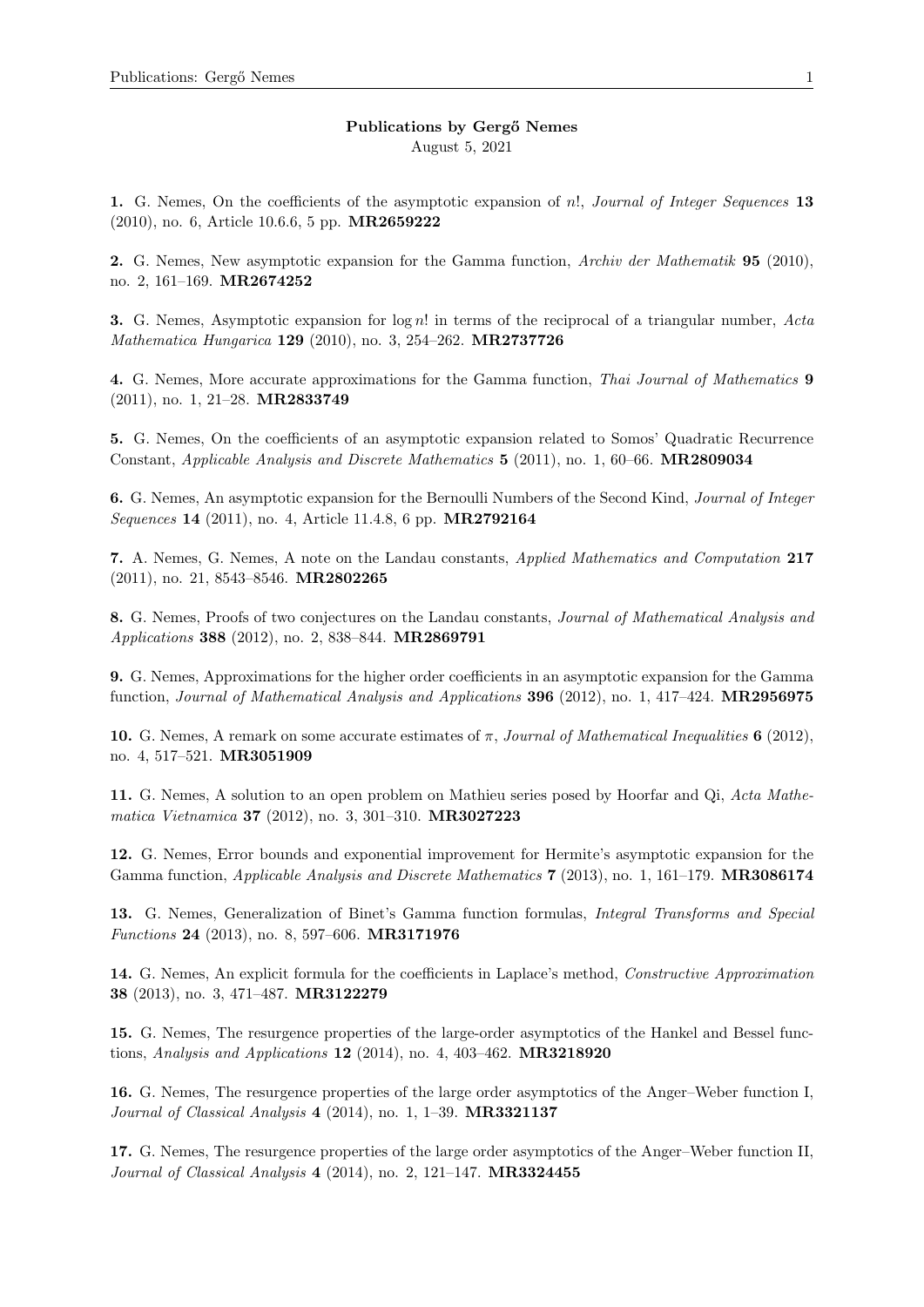**Publications by Gergő Nemes**
August 5, 2021

**1.** G. Nemes, On the coefficients of the asymptotic expansion of $n!$, *Journal of Integer Sequences* **13** (2010), no. 6, Article 10.6.6, 5 pp. **MR2659222**

**2.** G. Nemes, New asymptotic expansion for the Gamma function, *Archiv der Mathematik* **95** (2010), no. 2, 161–169. **MR2674252**

**3.** G. Nemes, Asymptotic expansion for $\log n!$ in terms of the reciprocal of a triangular number, *Acta Mathematica Hungarica* **129** (2010), no. 3, 254–262. **MR2737726**

**4.** G. Nemes, More accurate approximations for the Gamma function, *Thai Journal of Mathematics* **9** (2011), no. 1, 21–28. **MR2833749**

**5.** G. Nemes, On the coefficients of an asymptotic expansion related to Somos' Quadratic Recurrence Constant, *Applicable Analysis and Discrete Mathematics* **5** (2011), no. 1, 60–66. **MR2809034**

**6.** G. Nemes, An asymptotic expansion for the Bernoulli Numbers of the Second Kind, *Journal of Integer Sequences* **14** (2011), no. 4, Article 11.4.8, 6 pp. **MR2792164**

**7.** A. Nemes, G. Nemes, A note on the Landau constants, *Applied Mathematics and Computation* **217** (2011), no. 21, 8543–8546. **MR2802265**

**8.** G. Nemes, Proofs of two conjectures on the Landau constants, *Journal of Mathematical Analysis and Applications* **388** (2012), no. 2, 838–844. **MR2869791**

**9.** G. Nemes, Approximations for the higher order coefficients in an asymptotic expansion for the Gamma function, *Journal of Mathematical Analysis and Applications* **396** (2012), no. 1, 417–424. **MR2956975**

**10.** G. Nemes, A remark on some accurate estimates of $\pi$, *Journal of Mathematical Inequalities* **6** (2012), no. 4, 517–521. **MR3051909**

**11.** G. Nemes, A solution to an open problem on Mathieu series posed by Hoorfar and Qi, *Acta Mathematica Vietnamica* **37** (2012), no. 3, 301–310. **MR3027223**

**12.** G. Nemes, Error bounds and exponential improvement for Hermite's asymptotic expansion for the Gamma function, *Applicable Analysis and Discrete Mathematics* **7** (2013), no. 1, 161–179. **MR3086174**

**13.** G. Nemes, Generalization of Binet's Gamma function formulas, *Integral Transforms and Special Functions* **24** (2013), no. 8, 597–606. **MR3171976**

**14.** G. Nemes, An explicit formula for the coefficients in Laplace's method, *Constructive Approximation* **38** (2013), no. 3, 471–487. **MR3122279**

**15.** G. Nemes, The resurgence properties of the large-order asymptotics of the Hankel and Bessel functions, *Analysis and Applications* **12** (2014), no. 4, 403–462. **MR3218920**

**16.** G. Nemes, The resurgence properties of the large order asymptotics of the Anger–Weber function I, *Journal of Classical Analysis* **4** (2014), no. 1, 1–39. **MR3321137**

**17.** G. Nemes, The resurgence properties of the large order asymptotics of the Anger–Weber function II, *Journal of Classical Analysis* **4** (2014), no. 2, 121–147. **MR3324455**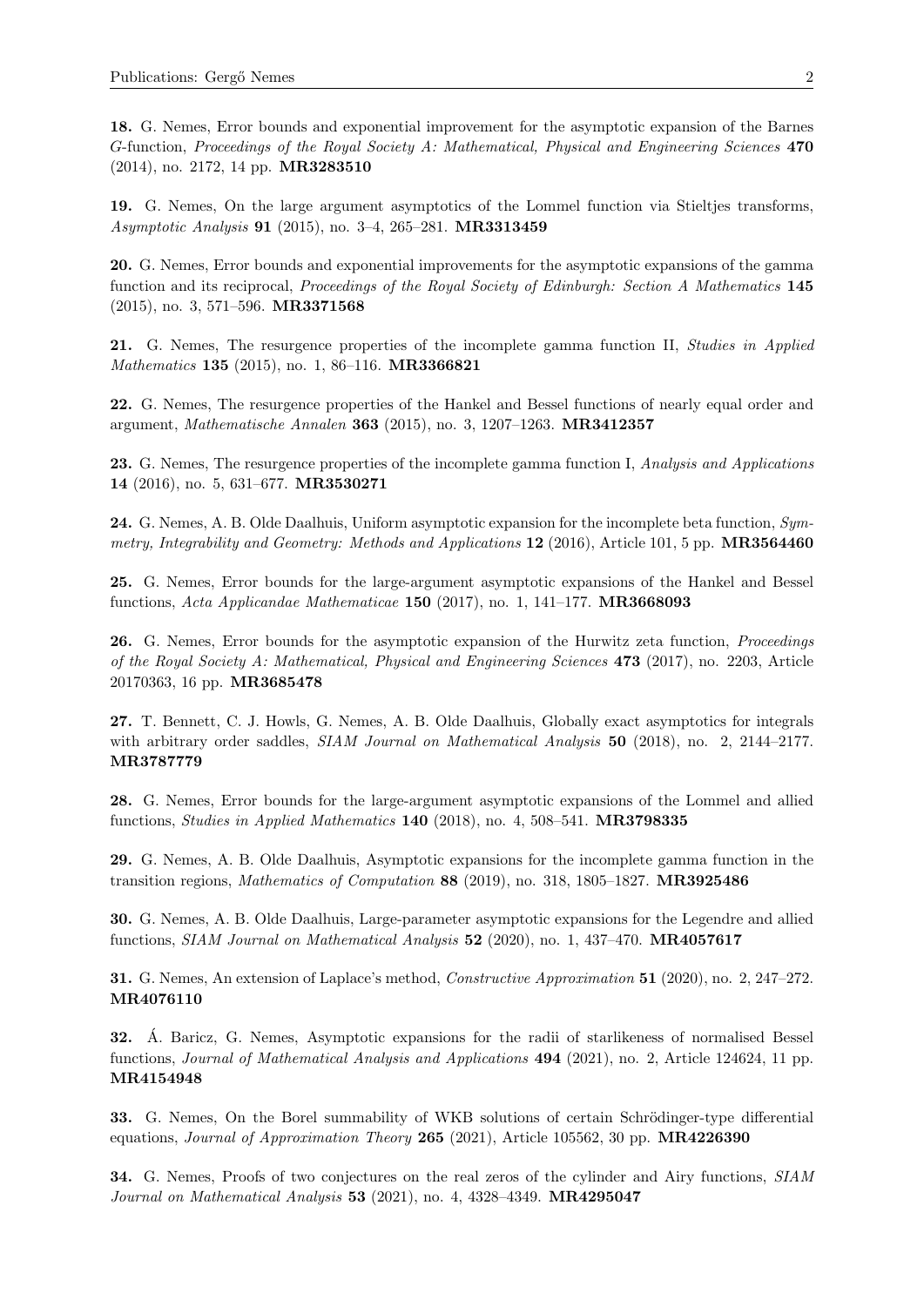**18.** G. Nemes, Error bounds and exponential improvement for the asymptotic expansion of the Barnes $G$-function, *Proceedings of the Royal Society A: Mathematical, Physical and Engineering Sciences* **470** (2014), no. 2172, 14 pp. **MR3283510**

**19.** G. Nemes, On the large argument asymptotics of the Lommel function via Stieltjes transforms, *Asymptotic Analysis* **91** (2015), no. 3–4, 265–281. **MR3313459**

**20.** G. Nemes, Error bounds and exponential improvements for the asymptotic expansions of the gamma function and its reciprocal, *Proceedings of the Royal Society of Edinburgh: Section A Mathematics* **145** (2015), no. 3, 571–596. **MR3371568**

**21.** G. Nemes, The resurgence properties of the incomplete gamma function II, *Studies in Applied Mathematics* **135** (2015), no. 1, 86–116. **MR3366821**

**22.** G. Nemes, The resurgence properties of the Hankel and Bessel functions of nearly equal order and argument, *Mathematische Annalen* **363** (2015), no. 3, 1207–1263. **MR3412357**

**23.** G. Nemes, The resurgence properties of the incomplete gamma function I, *Analysis and Applications* **14** (2016), no. 5, 631–677. **MR3530271**

**24.** G. Nemes, A. B. Olde Daalhuis, Uniform asymptotic expansion for the incomplete beta function, *Symmetry, Integrability and Geometry: Methods and Applications* **12** (2016), Article 101, 5 pp. **MR3564460**

**25.** G. Nemes, Error bounds for the large-argument asymptotic expansions of the Hankel and Bessel functions, *Acta Applicandae Mathematicae* **150** (2017), no. 1, 141–177. **MR3668093**

**26.** G. Nemes, Error bounds for the asymptotic expansion of the Hurwitz zeta function, *Proceedings of the Royal Society A: Mathematical, Physical and Engineering Sciences* **473** (2017), no. 2203, Article 20170363, 16 pp. **MR3685478**

**27.** T. Bennett, C. J. Howls, G. Nemes, A. B. Olde Daalhuis, Globally exact asymptotics for integrals with arbitrary order saddles, *SIAM Journal on Mathematical Analysis* **50** (2018), no. 2, 2144–2177. **MR3787779**

**28.** G. Nemes, Error bounds for the large-argument asymptotic expansions of the Lommel and allied functions, *Studies in Applied Mathematics* **140** (2018), no. 4, 508–541. **MR3798335**

**29.** G. Nemes, A. B. Olde Daalhuis, Asymptotic expansions for the incomplete gamma function in the transition regions, *Mathematics of Computation* **88** (2019), no. 318, 1805–1827. **MR3925486**

**30.** G. Nemes, A. B. Olde Daalhuis, Large-parameter asymptotic expansions for the Legendre and allied functions, *SIAM Journal on Mathematical Analysis* **52** (2020), no. 1, 437–470. **MR4057617**

**31.** G. Nemes, An extension of Laplace's method, *Constructive Approximation* **51** (2020), no. 2, 247–272. **MR4076110**

**32.** Á. Baricz, G. Nemes, Asymptotic expansions for the radii of starlikeness of normalised Bessel functions, *Journal of Mathematical Analysis and Applications* **494** (2021), no. 2, Article 124624, 11 pp. **MR4154948**

**33.** G. Nemes, On the Borel summability of WKB solutions of certain Schrödinger-type differential equations, *Journal of Approximation Theory* **265** (2021), Article 105562, 30 pp. **MR4226390**

**34.** G. Nemes, Proofs of two conjectures on the real zeros of the cylinder and Airy functions, *SIAM Journal on Mathematical Analysis* **53** (2021), no. 4, 4328–4349. **MR4295047**